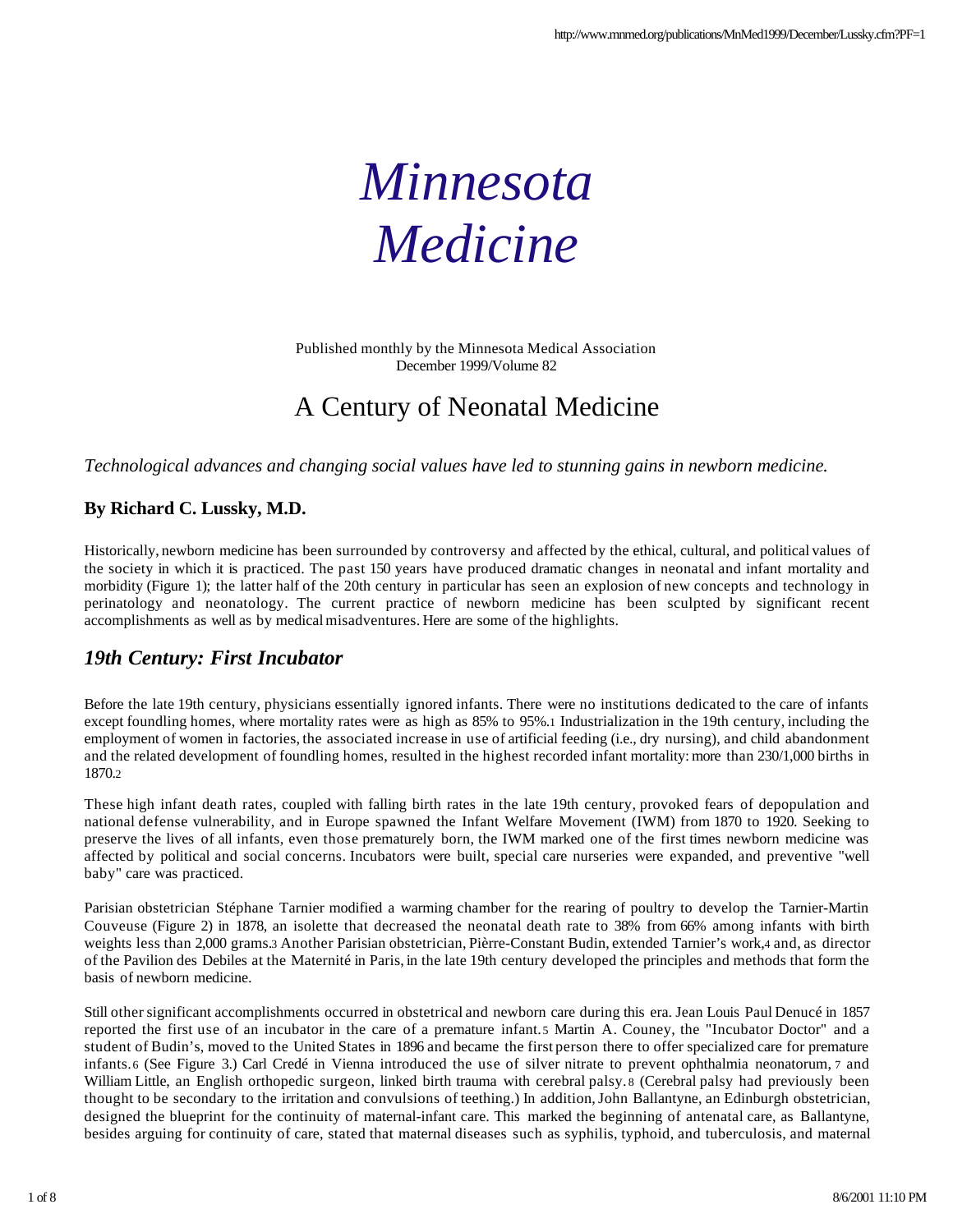# *Minnesota Medicine*

Published monthly by the Minnesota Medical Association
December 1999/Volume 82

## A Century of Neonatal Medicine

*Technological advances and changing social values have led to stunning gains in newborn medicine.*

**By Richard C. Lussky, M.D.**

Historically, newborn medicine has been surrounded by controversy and affected by the ethical, cultural, and political values of the society in which it is practiced. The past 150 years have produced dramatic changes in neonatal and infant mortality and morbidity (Figure 1); the latter half of the 20th century in particular has seen an explosion of new concepts and technology in perinatology and neonatology. The current practice of newborn medicine has been sculpted by significant recent accomplishments as well as by medical misadventures. Here are some of the highlights.

### *19th Century: First Incubator*

Before the late 19th century, physicians essentially ignored infants. There were no institutions dedicated to the care of infants except foundling homes, where mortality rates were as high as 85% to 95%.[1] Industrialization in the 19th century, including the employment of women in factories, the associated increase in use of artificial feeding (i.e., dry nursing), and child abandonment and the related development of foundling homes, resulted in the highest recorded infant mortality: more than 230/1,000 births in 1870.[2]

These high infant death rates, coupled with falling birth rates in the late 19th century, provoked fears of depopulation and national defense vulnerability, and in Europe spawned the Infant Welfare Movement (IWM) from 1870 to 1920. Seeking to preserve the lives of all infants, even those prematurely born, the IWM marked one of the first times newborn medicine was affected by political and social concerns. Incubators were built, special care nurseries were expanded, and preventive "well baby" care was practiced.

Parisian obstetrician Stéphane Tarnier modified a warming chamber for the rearing of poultry to develop the Tarnier-Martin Couveuse (Figure 2) in 1878, an isolette that decreased the neonatal death rate to 38% from 66% among infants with birth weights less than 2,000 grams.[3] Another Parisian obstetrician, Pièrre-Constant Budin, extended Tarnier's work,[4] and, as director of the Pavilion des Debiles at the Maternité in Paris, in the late 19th century developed the principles and methods that form the basis of newborn medicine.

Still other significant accomplishments occurred in obstetrical and newborn care during this era. Jean Louis Paul Denucé in 1857 reported the first use of an incubator in the care of a premature infant.[5] Martin A. Couney, the "Incubator Doctor" and a student of Budin's, moved to the United States in 1896 and became the first person there to offer specialized care for premature infants.[6] (See Figure 3.) Carl Credé in Vienna introduced the use of silver nitrate to prevent ophthalmia neonatorum,[7] and William Little, an English orthopedic surgeon, linked birth trauma with cerebral palsy.[8] (Cerebral palsy had previously been thought to be secondary to the irritation and convulsions of teething.) In addition, John Ballantyne, an Edinburgh obstetrician, designed the blueprint for the continuity of maternal-infant care. This marked the beginning of antenatal care, as Ballantyne, besides arguing for continuity of care, stated that maternal diseases such as syphilis, typhoid, and tuberculosis, and maternal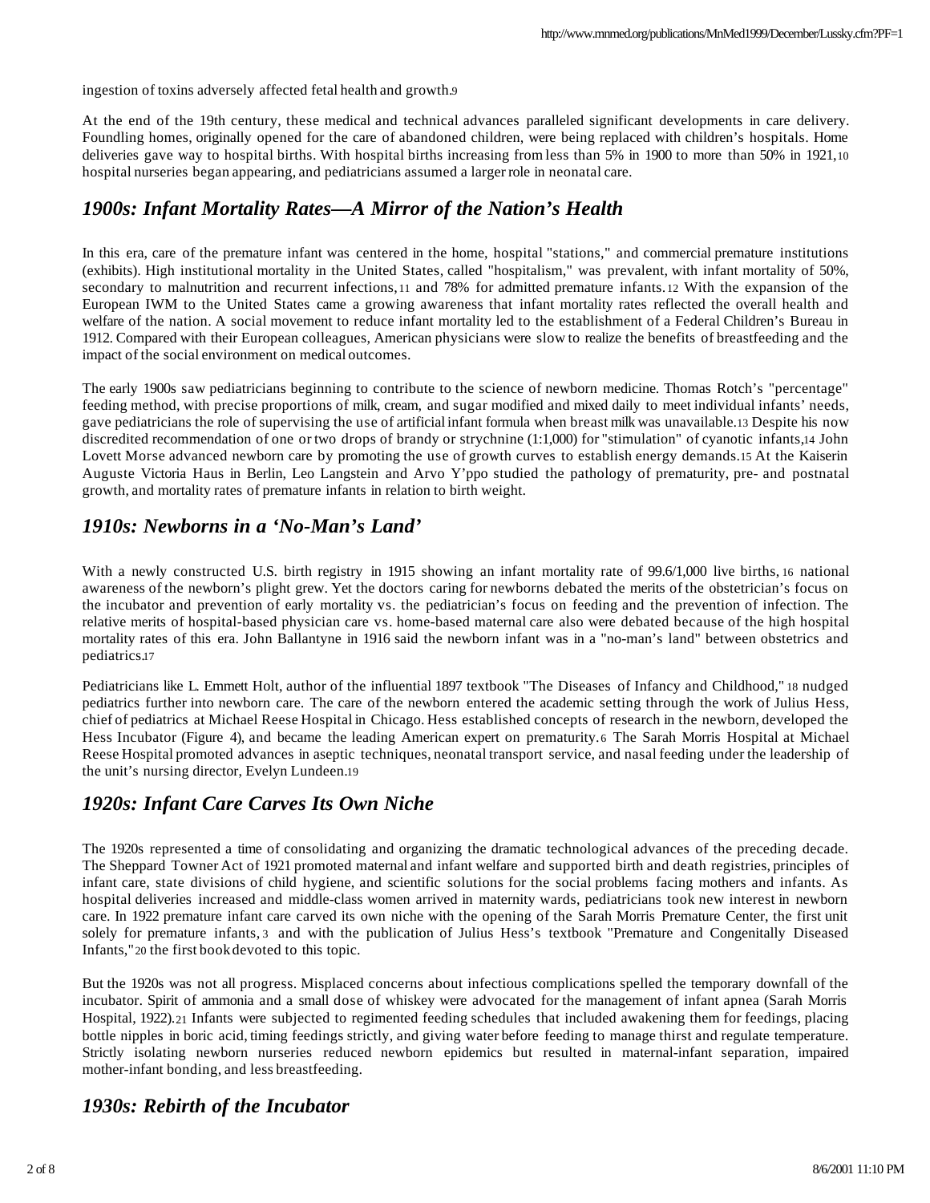ingestion of toxins adversely affected fetal health and growth.[9]

At the end of the 19th century, these medical and technical advances paralleled significant developments in care delivery. Foundling homes, originally opened for the care of abandoned children, were being replaced with children's hospitals. Home deliveries gave way to hospital births. With hospital births increasing from less than 5% in 1900 to more than 50% in 1921,[10] hospital nurseries began appearing, and pediatricians assumed a larger role in neonatal care.

## *1900s: Infant Mortality Rates—A Mirror of the Nation's Health*

In this era, care of the premature infant was centered in the home, hospital "stations," and commercial premature institutions (exhibits). High institutional mortality in the United States, called "hospitalism," was prevalent, with infant mortality of 50%, secondary to malnutrition and recurrent infections,[11] and 78% for admitted premature infants.[12] With the expansion of the European IWM to the United States came a growing awareness that infant mortality rates reflected the overall health and welfare of the nation. A social movement to reduce infant mortality led to the establishment of a Federal Children's Bureau in 1912. Compared with their European colleagues, American physicians were slow to realize the benefits of breastfeeding and the impact of the social environment on medical outcomes.

The early 1900s saw pediatricians beginning to contribute to the science of newborn medicine. Thomas Rotch's "percentage" feeding method, with precise proportions of milk, cream, and sugar modified and mixed daily to meet individual infants' needs, gave pediatricians the role of supervising the use of artificial infant formula when breast milk was unavailable.[13] Despite his now discredited recommendation of one or two drops of brandy or strychnine (1:1,000) for "stimulation" of cyanotic infants,[14] John Lovett Morse advanced newborn care by promoting the use of growth curves to establish energy demands.[15] At the Kaiserin Auguste Victoria Haus in Berlin, Leo Langstein and Arvo Y'ppo studied the pathology of prematurity, pre- and postnatal growth, and mortality rates of premature infants in relation to birth weight.

## *1910s: Newborns in a 'No-Man's Land'*

With a newly constructed U.S. birth registry in 1915 showing an infant mortality rate of 99.6/1,000 live births,[16] national awareness of the newborn's plight grew. Yet the doctors caring for newborns debated the merits of the obstetrician's focus on the incubator and prevention of early mortality vs. the pediatrician's focus on feeding and the prevention of infection. The relative merits of hospital-based physician care vs. home-based maternal care also were debated because of the high hospital mortality rates of this era. John Ballantyne in 1916 said the newborn infant was in a "no-man's land" between obstetrics and pediatrics.[17]

Pediatricians like L. Emmett Holt, author of the influential 1897 textbook "The Diseases of Infancy and Childhood,"[18] nudged pediatrics further into newborn care. The care of the newborn entered the academic setting through the work of Julius Hess, chief of pediatrics at Michael Reese Hospital in Chicago. Hess established concepts of research in the newborn, developed the Hess Incubator (Figure 4), and became the leading American expert on prematurity.[6] The Sarah Morris Hospital at Michael Reese Hospital promoted advances in aseptic techniques, neonatal transport service, and nasal feeding under the leadership of the unit's nursing director, Evelyn Lundeen.[19]

## *1920s: Infant Care Carves Its Own Niche*

The 1920s represented a time of consolidating and organizing the dramatic technological advances of the preceding decade. The Sheppard Towner Act of 1921 promoted maternal and infant welfare and supported birth and death registries, principles of infant care, state divisions of child hygiene, and scientific solutions for the social problems facing mothers and infants. As hospital deliveries increased and middle-class women arrived in maternity wards, pediatricians took new interest in newborn care. In 1922 premature infant care carved its own niche with the opening of the Sarah Morris Premature Center, the first unit solely for premature infants,[3] and with the publication of Julius Hess's textbook "Premature and Congenitally Diseased Infants,"[20] the first book devoted to this topic.

But the 1920s was not all progress. Misplaced concerns about infectious complications spelled the temporary downfall of the incubator. Spirit of ammonia and a small dose of whiskey were advocated for the management of infant apnea (Sarah Morris Hospital, 1922).[21] Infants were subjected to regimented feeding schedules that included awakening them for feedings, placing bottle nipples in boric acid, timing feedings strictly, and giving water before feeding to manage thirst and regulate temperature. Strictly isolating newborn nurseries reduced newborn epidemics but resulted in maternal-infant separation, impaired mother-infant bonding, and less breastfeeding.

## *1930s: Rebirth of the Incubator*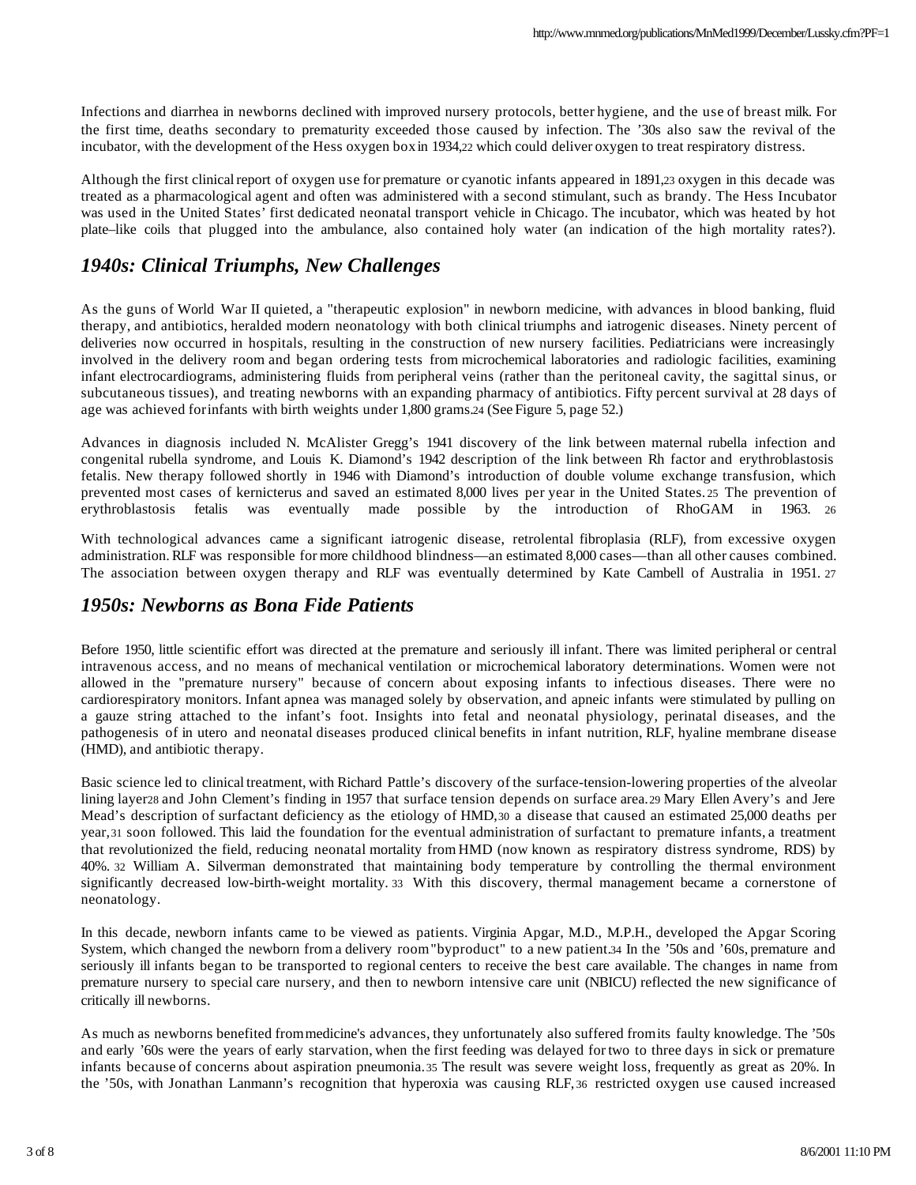Infections and diarrhea in newborns declined with improved nursery protocols, better hygiene, and the use of breast milk. For the first time, deaths secondary to prematurity exceeded those caused by infection. The '30s also saw the revival of the incubator, with the development of the Hess oxygen box in 1934,[22] which could deliver oxygen to treat respiratory distress.

Although the first clinical report of oxygen use for premature or cyanotic infants appeared in 1891,[23] oxygen in this decade was treated as a pharmacological agent and often was administered with a second stimulant, such as brandy. The Hess Incubator was used in the United States' first dedicated neonatal transport vehicle in Chicago. The incubator, which was heated by hot plate–like coils that plugged into the ambulance, also contained holy water (an indication of the high mortality rates?).

## *1940s: Clinical Triumphs, New Challenges*

As the guns of World War II quieted, a "therapeutic explosion" in newborn medicine, with advances in blood banking, fluid therapy, and antibiotics, heralded modern neonatology with both clinical triumphs and iatrogenic diseases. Ninety percent of deliveries now occurred in hospitals, resulting in the construction of new nursery facilities. Pediatricians were increasingly involved in the delivery room and began ordering tests from microchemical laboratories and radiologic facilities, examining infant electrocardiograms, administering fluids from peripheral veins (rather than the peritoneal cavity, the sagittal sinus, or subcutaneous tissues), and treating newborns with an expanding pharmacy of antibiotics. Fifty percent survival at 28 days of age was achieved for infants with birth weights under 1,800 grams.[24] (See Figure 5, page 52.)

Advances in diagnosis included N. McAlister Gregg's 1941 discovery of the link between maternal rubella infection and congenital rubella syndrome, and Louis K. Diamond's 1942 description of the link between Rh factor and erythroblastosis fetalis. New therapy followed shortly in 1946 with Diamond's introduction of double volume exchange transfusion, which prevented most cases of kernicterus and saved an estimated 8,000 lives per year in the United States.[25] The prevention of erythroblastosis fetalis was eventually made possible by the introduction of RhoGAM in 1963.[26]

With technological advances came a significant iatrogenic disease, retrolental fibroplasia (RLF), from excessive oxygen administration. RLF was responsible for more childhood blindness—an estimated 8,000 cases—than all other causes combined. The association between oxygen therapy and RLF was eventually determined by Kate Cambell of Australia in 1951.[27]

## *1950s: Newborns as Bona Fide Patients*

Before 1950, little scientific effort was directed at the premature and seriously ill infant. There was limited peripheral or central intravenous access, and no means of mechanical ventilation or microchemical laboratory determinations. Women were not allowed in the "premature nursery" because of concern about exposing infants to infectious diseases. There were no cardiorespiratory monitors. Infant apnea was managed solely by observation, and apneic infants were stimulated by pulling on a gauze string attached to the infant's foot. Insights into fetal and neonatal physiology, perinatal diseases, and the pathogenesis of in utero and neonatal diseases produced clinical benefits in infant nutrition, RLF, hyaline membrane disease (HMD), and antibiotic therapy.

Basic science led to clinical treatment, with Richard Pattle's discovery of the surface-tension-lowering properties of the alveolar lining layer[28] and John Clement's finding in 1957 that surface tension depends on surface area.[29] Mary Ellen Avery's and Jere Mead's description of surfactant deficiency as the etiology of HMD,[30] a disease that caused an estimated 25,000 deaths per year,[31] soon followed. This laid the foundation for the eventual administration of surfactant to premature infants, a treatment that revolutionized the field, reducing neonatal mortality from HMD (now known as respiratory distress syndrome, RDS) by 40%.[32] William A. Silverman demonstrated that maintaining body temperature by controlling the thermal environment significantly decreased low-birth-weight mortality.[33] With this discovery, thermal management became a cornerstone of neonatology.

In this decade, newborn infants came to be viewed as patients. Virginia Apgar, M.D., M.P.H., developed the Apgar Scoring System, which changed the newborn from a delivery room "byproduct" to a new patient.[34] In the '50s and '60s, premature and seriously ill infants began to be transported to regional centers to receive the best care available. The changes in name from premature nursery to special care nursery, and then to newborn intensive care unit (NBICU) reflected the new significance of critically ill newborns.

As much as newborns benefited from medicine's advances, they unfortunately also suffered from its faulty knowledge. The '50s and early '60s were the years of early starvation, when the first feeding was delayed for two to three days in sick or premature infants because of concerns about aspiration pneumonia.[35] The result was severe weight loss, frequently as great as 20%. In the '50s, with Jonathan Lanmann's recognition that hyperoxia was causing RLF,[36] restricted oxygen use caused increased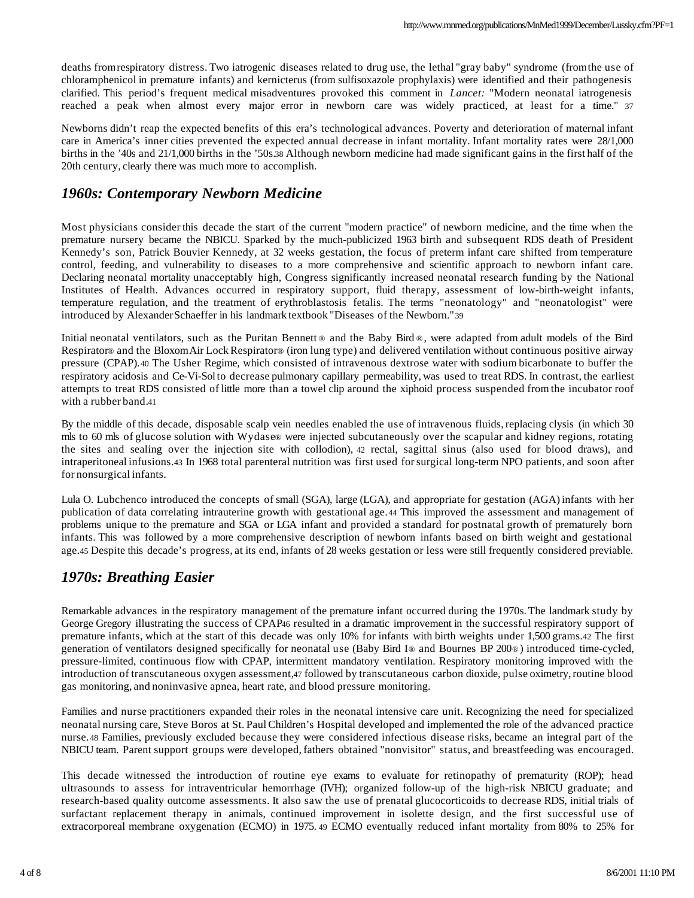deaths from respiratory distress. Two iatrogenic diseases related to drug use, the lethal "gray baby" syndrome (from the use of chloramphenicol in premature infants) and kernicterus (from sulfisoxazole prophylaxis) were identified and their pathogenesis clarified. This period's frequent medical misadventures provoked this comment in *Lancet:* "Modern neonatal iatrogenesis reached a peak when almost every major error in newborn care was widely practiced, at least for a time." [37]

Newborns didn't reap the expected benefits of this era's technological advances. Poverty and deterioration of maternal infant care in America's inner cities prevented the expected annual decrease in infant mortality. Infant mortality rates were 28/1,000 births in the '40s and 21/1,000 births in the '50s.[38] Although newborn medicine had made significant gains in the first half of the 20th century, clearly there was much more to accomplish.

## *1960s: Contemporary Newborn Medicine*

Most physicians consider this decade the start of the current "modern practice" of newborn medicine, and the time when the premature nursery became the NBICU. Sparked by the much-publicized 1963 birth and subsequent RDS death of President Kennedy's son, Patrick Bouvier Kennedy, at 32 weeks gestation, the focus of preterm infant care shifted from temperature control, feeding, and vulnerability to diseases to a more comprehensive and scientific approach to newborn infant care. Declaring neonatal mortality unacceptably high, Congress significantly increased neonatal research funding by the National Institutes of Health. Advances occurred in respiratory support, fluid therapy, assessment of low-birth-weight infants, temperature regulation, and the treatment of erythroblastosis fetalis. The terms "neonatology" and "neonatologist" were introduced by Alexander Schaeffer in his landmark textbook "Diseases of the Newborn."[39]

Initial neonatal ventilators, such as the Puritan Bennett® and the Baby Bird®, were adapted from adult models of the Bird Respirator® and the Bloxom Air Lock Respirator® (iron lung type) and delivered ventilation without continuous positive airway pressure (CPAP).[40] The Usher Regime, which consisted of intravenous dextrose water with sodium bicarbonate to buffer the respiratory acidosis and Ce-Vi-Sol to decrease pulmonary capillary permeability, was used to treat RDS. In contrast, the earliest attempts to treat RDS consisted of little more than a towel clip around the xiphoid process suspended from the incubator roof with a rubber band.[41]

By the middle of this decade, disposable scalp vein needles enabled the use of intravenous fluids, replacing clysis (in which 30 mls to 60 mls of glucose solution with Wydase® were injected subcutaneously over the scapular and kidney regions, rotating the sites and sealing over the injection site with collodion),[42] rectal, sagittal sinus (also used for blood draws), and intraperitoneal infusions.[43] In 1968 total parenteral nutrition was first used for surgical long-term NPO patients, and soon after for nonsurgical infants.

Lula O. Lubchenco introduced the concepts of small (SGA), large (LGA), and appropriate for gestation (AGA) infants with her publication of data correlating intrauterine growth with gestational age.[44] This improved the assessment and management of problems unique to the premature and SGA or LGA infant and provided a standard for postnatal growth of prematurely born infants. This was followed by a more comprehensive description of newborn infants based on birth weight and gestational age.[45] Despite this decade's progress, at its end, infants of 28 weeks gestation or less were still frequently considered previable.

## *1970s: Breathing Easier*

Remarkable advances in the respiratory management of the premature infant occurred during the 1970s. The landmark study by George Gregory illustrating the success of CPAP[46] resulted in a dramatic improvement in the successful respiratory support of premature infants, which at the start of this decade was only 10% for infants with birth weights under 1,500 grams.[42] The first generation of ventilators designed specifically for neonatal use (Baby Bird I® and Bournes BP 200®) introduced time-cycled, pressure-limited, continuous flow with CPAP, intermittent mandatory ventilation. Respiratory monitoring improved with the introduction of transcutaneous oxygen assessment,[47] followed by transcutaneous carbon dioxide, pulse oximetry, routine blood gas monitoring, and noninvasive apnea, heart rate, and blood pressure monitoring.

Families and nurse practitioners expanded their roles in the neonatal intensive care unit. Recognizing the need for specialized neonatal nursing care, Steve Boros at St. Paul Children's Hospital developed and implemented the role of the advanced practice nurse.[48] Families, previously excluded because they were considered infectious disease risks, became an integral part of the NBICU team. Parent support groups were developed, fathers obtained "nonvisitor" status, and breastfeeding was encouraged.

This decade witnessed the introduction of routine eye exams to evaluate for retinopathy of prematurity (ROP); head ultrasounds to assess for intraventricular hemorrhage (IVH); organized follow-up of the high-risk NBICU graduate; and research-based quality outcome assessments. It also saw the use of prenatal glucocorticoids to decrease RDS, initial trials of surfactant replacement therapy in animals, continued improvement in isolette design, and the first successful use of extracorporeal membrane oxygenation (ECMO) in 1975.[49] ECMO eventually reduced infant mortality from 80% to 25% for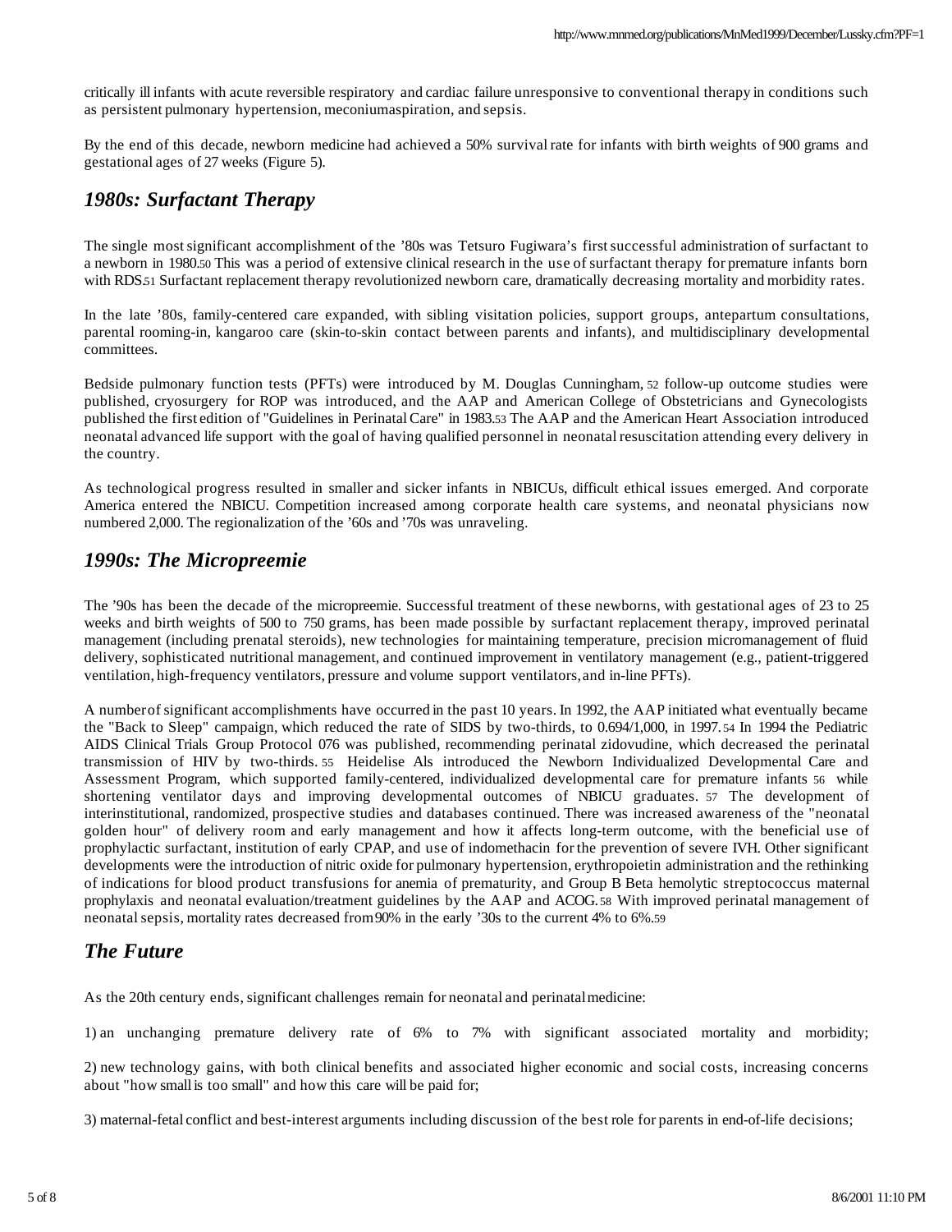critically ill infants with acute reversible respiratory and cardiac failure unresponsive to conventional therapy in conditions such as persistent pulmonary hypertension, meconiumaspiration, and sepsis.

By the end of this decade, newborn medicine had achieved a 50% survival rate for infants with birth weights of 900 grams and gestational ages of 27 weeks (Figure 5).

## *1980s: Surfactant Therapy*

The single most significant accomplishment of the '80s was Tetsuro Fugiwara's first successful administration of surfactant to a newborn in 1980.[50] This was a period of extensive clinical research in the use of surfactant therapy for premature infants born with RDS.[51] Surfactant replacement therapy revolutionized newborn care, dramatically decreasing mortality and morbidity rates.

In the late '80s, family-centered care expanded, with sibling visitation policies, support groups, antepartum consultations, parental rooming-in, kangaroo care (skin-to-skin contact between parents and infants), and multidisciplinary developmental committees.

Bedside pulmonary function tests (PFTs) were introduced by M. Douglas Cunningham,[52] follow-up outcome studies were published, cryosurgery for ROP was introduced, and the AAP and American College of Obstetricians and Gynecologists published the first edition of "Guidelines in Perinatal Care" in 1983.[53] The AAP and the American Heart Association introduced neonatal advanced life support with the goal of having qualified personnel in neonatal resuscitation attending every delivery in the country.

As technological progress resulted in smaller and sicker infants in NBICUs, difficult ethical issues emerged. And corporate America entered the NBICU. Competition increased among corporate health care systems, and neonatal physicians now numbered 2,000. The regionalization of the '60s and '70s was unraveling.

## *1990s: The Micropreemie*

The '90s has been the decade of the micropreemie. Successful treatment of these newborns, with gestational ages of 23 to 25 weeks and birth weights of 500 to 750 grams, has been made possible by surfactant replacement therapy, improved perinatal management (including prenatal steroids), new technologies for maintaining temperature, precision micromanagement of fluid delivery, sophisticated nutritional management, and continued improvement in ventilatory management (e.g., patient-triggered ventilation, high-frequency ventilators, pressure and volume support ventilators, and in-line PFTs).

A number of significant accomplishments have occurred in the past 10 years. In 1992, the AAP initiated what eventually became the "Back to Sleep" campaign, which reduced the rate of SIDS by two-thirds, to 0.694/1,000, in 1997.[54] In 1994 the Pediatric AIDS Clinical Trials Group Protocol 076 was published, recommending perinatal zidovudine, which decreased the perinatal transmission of HIV by two-thirds.[55] Heidelise Als introduced the Newborn Individualized Developmental Care and Assessment Program, which supported family-centered, individualized developmental care for premature infants[56] while shortening ventilator days and improving developmental outcomes of NBICU graduates.[57] The development of interinstitutional, randomized, prospective studies and databases continued. There was increased awareness of the "neonatal golden hour" of delivery room and early management and how it affects long-term outcome, with the beneficial use of prophylactic surfactant, institution of early CPAP, and use of indomethacin for the prevention of severe IVH. Other significant developments were the introduction of nitric oxide for pulmonary hypertension, erythropoietin administration and the rethinking of indications for blood product transfusions for anemia of prematurity, and Group B Beta hemolytic streptococcus maternal prophylaxis and neonatal evaluation/treatment guidelines by the AAP and ACOG.[58] With improved perinatal management of neonatal sepsis, mortality rates decreased from 90% in the early '30s to the current 4% to 6%.[59]

## *The Future*

As the 20th century ends, significant challenges remain for neonatal and perinatal medicine:

1) an unchanging premature delivery rate of 6% to 7% with significant associated mortality and morbidity;

2) new technology gains, with both clinical benefits and associated higher economic and social costs, increasing concerns about "how small is too small" and how this care will be paid for;

3) maternal-fetal conflict and best-interest arguments including discussion of the best role for parents in end-of-life decisions;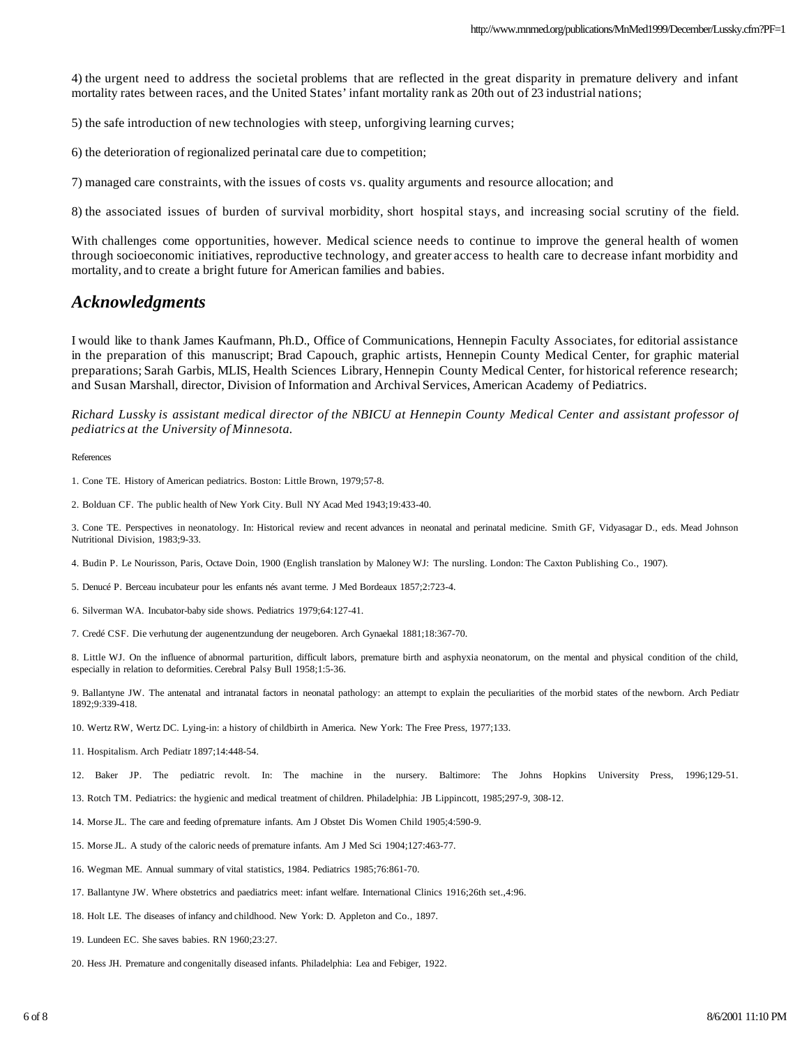4) the urgent need to address the societal problems that are reflected in the great disparity in premature delivery and infant mortality rates between races, and the United States' infant mortality rank as 20th out of 23 industrial nations;

5) the safe introduction of new technologies with steep, unforgiving learning curves;

6) the deterioration of regionalized perinatal care due to competition;

7) managed care constraints, with the issues of costs vs. quality arguments and resource allocation; and

8) the associated issues of burden of survival morbidity, short hospital stays, and increasing social scrutiny of the field.

With challenges come opportunities, however. Medical science needs to continue to improve the general health of women through socioeconomic initiatives, reproductive technology, and greater access to health care to decrease infant morbidity and mortality, and to create a bright future for American families and babies.

## *Acknowledgments*

I would like to thank James Kaufmann, Ph.D., Office of Communications, Hennepin Faculty Associates, for editorial assistance in the preparation of this manuscript; Brad Capouch, graphic artists, Hennepin County Medical Center, for graphic material preparations; Sarah Garbis, MLIS, Health Sciences Library, Hennepin County Medical Center, for historical reference research; and Susan Marshall, director, Division of Information and Archival Services, American Academy of Pediatrics.

*Richard Lussky is assistant medical director of the NBICU at Hennepin County Medical Center and assistant professor of pediatrics at the University of Minnesota.*

References

1. Cone TE. History of American pediatrics. Boston: Little Brown, 1979;57-8.

2. Bolduan CF. The public health of New York City. Bull NY Acad Med 1943;19:433-40.

3. Cone TE. Perspectives in neonatology. In: Historical review and recent advances in neonatal and perinatal medicine. Smith GF, Vidyasagar D., eds. Mead Johnson Nutritional Division, 1983;9-33.

4. Budin P. Le Nourisson, Paris, Octave Doin, 1900 (English translation by Maloney WJ: The nursling. London: The Caxton Publishing Co., 1907).

5. Denucé P. Berceau incubateur pour les enfants nés avant terme. J Med Bordeaux 1857;2:723-4.

6. Silverman WA. Incubator-baby side shows. Pediatrics 1979;64:127-41.

7. Credé CSF. Die verhutung der augenentzundung der neugeboren. Arch Gynaekal 1881;18:367-70.

8. Little WJ. On the influence of abnormal parturition, difficult labors, premature birth and asphyxia neonatorum, on the mental and physical condition of the child, especially in relation to deformities. Cerebral Palsy Bull 1958;1:5-36.

9. Ballantyne JW. The antenatal and intranatal factors in neonatal pathology: an attempt to explain the peculiarities of the morbid states of the newborn. Arch Pediatr 1892;9:339-418.

10. Wertz RW, Wertz DC. Lying-in: a history of childbirth in America. New York: The Free Press, 1977;133.

11. Hospitalism. Arch Pediatr 1897;14:448-54.

12. Baker JP. The pediatric revolt. In: The machine in the nursery. Baltimore: The Johns Hopkins University Press, 1996;129-51.

13. Rotch TM. Pediatrics: the hygienic and medical treatment of children. Philadelphia: JB Lippincott, 1985;297-9, 308-12.

14. Morse JL. The care and feeding of premature infants. Am J Obstet Dis Women Child 1905;4:590-9.

15. Morse JL. A study of the caloric needs of premature infants. Am J Med Sci 1904;127:463-77.

16. Wegman ME. Annual summary of vital statistics, 1984. Pediatrics 1985;76:861-70.

17. Ballantyne JW. Where obstetrics and paediatrics meet: infant welfare. International Clinics 1916;26th set.,4:96.

18. Holt LE. The diseases of infancy and childhood. New York: D. Appleton and Co., 1897.

19. Lundeen EC. She saves babies. RN 1960;23:27.

20. Hess JH. Premature and congenitally diseased infants. Philadelphia: Lea and Febiger, 1922.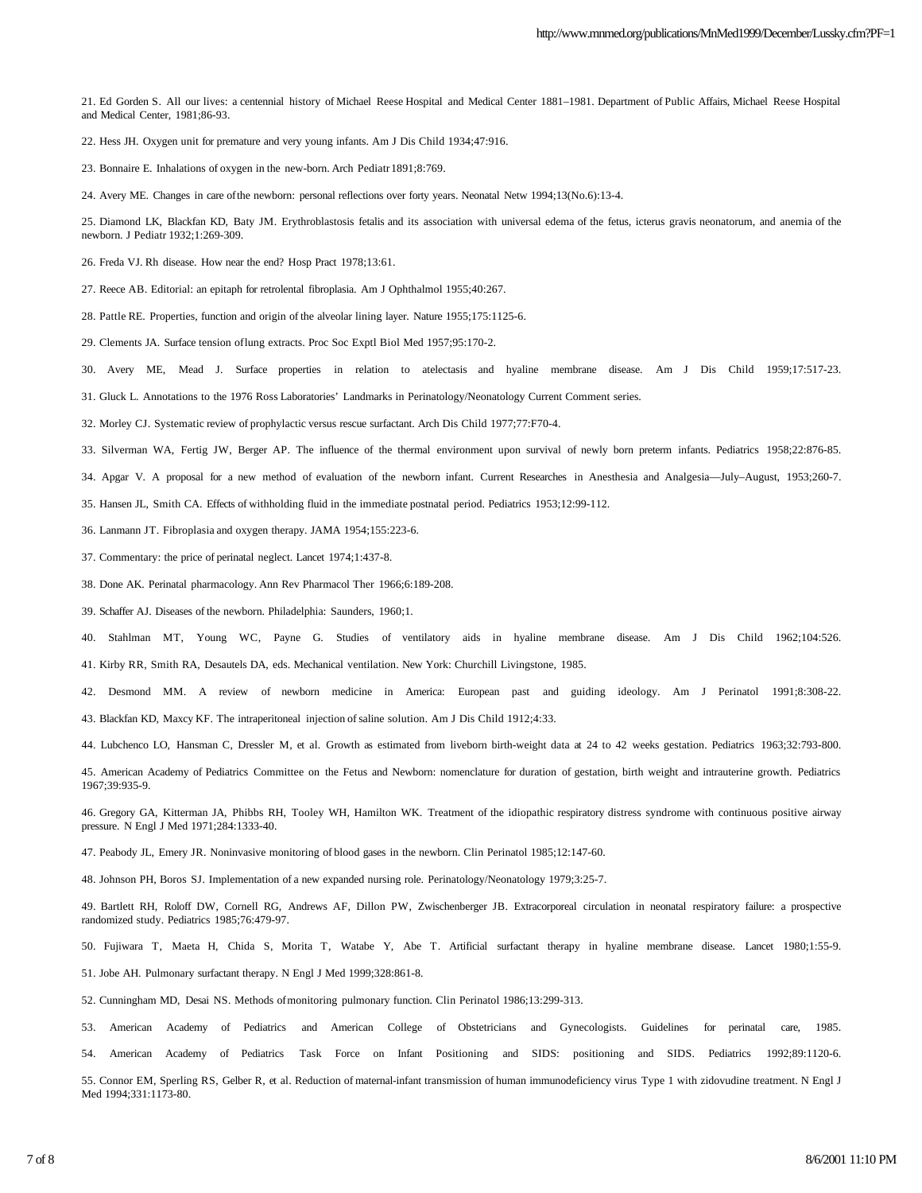21. Ed Gorden S. All our lives: a centennial history of Michael Reese Hospital and Medical Center 1881–1981. Department of Public Affairs, Michael Reese Hospital and Medical Center, 1981;86-93.

22. Hess JH. Oxygen unit for premature and very young infants. Am J Dis Child 1934;47:916.

23. Bonnaire E. Inhalations of oxygen in the new-born. Arch Pediatr 1891;8:769.

24. Avery ME. Changes in care of the newborn: personal reflections over forty years. Neonatal Netw 1994;13(No.6):13-4.

25. Diamond LK, Blackfan KD, Baty JM. Erythroblastosis fetalis and its association with universal edema of the fetus, icterus gravis neonatorum, and anemia of the newborn. J Pediatr 1932;1:269-309.

26. Freda VJ. Rh disease. How near the end? Hosp Pract 1978;13:61.

27. Reece AB. Editorial: an epitaph for retrolental fibroplasia. Am J Ophthalmol 1955;40:267.

28. Pattle RE. Properties, function and origin of the alveolar lining layer. Nature 1955;175:1125-6.

29. Clements JA. Surface tension of lung extracts. Proc Soc Exptl Biol Med 1957;95:170-2.

30. Avery ME, Mead J. Surface properties in relation to atelectasis and hyaline membrane disease. Am J Dis Child 1959;17:517-23.

31. Gluck L. Annotations to the 1976 Ross Laboratories' Landmarks in Perinatology/Neonatology Current Comment series.

32. Morley CJ. Systematic review of prophylactic versus rescue surfactant. Arch Dis Child 1977;77:F70-4.

33. Silverman WA, Fertig JW, Berger AP. The influence of the thermal environment upon survival of newly born preterm infants. Pediatrics 1958;22:876-85.

34. Apgar V. A proposal for a new method of evaluation of the newborn infant. Current Researches in Anesthesia and Analgesia—July–August, 1953;260-7.

35. Hansen JL, Smith CA. Effects of withholding fluid in the immediate postnatal period. Pediatrics 1953;12:99-112.

36. Lanmann JT. Fibroplasia and oxygen therapy. JAMA 1954;155:223-6.

37. Commentary: the price of perinatal neglect. Lancet 1974;1:437-8.

38. Done AK. Perinatal pharmacology. Ann Rev Pharmacol Ther 1966;6:189-208.

39. Schaffer AJ. Diseases of the newborn. Philadelphia: Saunders, 1960;1.

40. Stahlman MT, Young WC, Payne G. Studies of ventilatory aids in hyaline membrane disease. Am J Dis Child 1962;104:526.

41. Kirby RR, Smith RA, Desautels DA, eds. Mechanical ventilation. New York: Churchill Livingstone, 1985.

42. Desmond MM. A review of newborn medicine in America: European past and guiding ideology. Am J Perinatol 1991;8:308-22.

43. Blackfan KD, Maxcy KF. The intraperitoneal injection of saline solution. Am J Dis Child 1912;4:33.

44. Lubchenco LO, Hansman C, Dressler M, et al. Growth as estimated from liveborn birth-weight data at 24 to 42 weeks gestation. Pediatrics 1963;32:793-800.

45. American Academy of Pediatrics Committee on the Fetus and Newborn: nomenclature for duration of gestation, birth weight and intrauterine growth. Pediatrics 1967;39:935-9.

46. Gregory GA, Kitterman JA, Phibbs RH, Tooley WH, Hamilton WK. Treatment of the idiopathic respiratory distress syndrome with continuous positive airway pressure. N Engl J Med 1971;284:1333-40.

47. Peabody JL, Emery JR. Noninvasive monitoring of blood gases in the newborn. Clin Perinatol 1985;12:147-60.

48. Johnson PH, Boros SJ. Implementation of a new expanded nursing role. Perinatology/Neonatology 1979;3:25-7.

49. Bartlett RH, Roloff DW, Cornell RG, Andrews AF, Dillon PW, Zwischenberger JB. Extracorporeal circulation in neonatal respiratory failure: a prospective randomized study. Pediatrics 1985;76:479-97.

50. Fujiwara T, Maeta H, Chida S, Morita T, Watabe Y, Abe T. Artificial surfactant therapy in hyaline membrane disease. Lancet 1980;1:55-9.

51. Jobe AH. Pulmonary surfactant therapy. N Engl J Med 1999;328:861-8.

52. Cunningham MD, Desai NS. Methods of monitoring pulmonary function. Clin Perinatol 1986;13:299-313.

53. American Academy of Pediatrics and American College of Obstetricians and Gynecologists. Guidelines for perinatal care, 1985.

54. American Academy of Pediatrics Task Force on Infant Positioning and SIDS: positioning and SIDS. Pediatrics 1992;89:1120-6.

55. Connor EM, Sperling RS, Gelber R, et al. Reduction of maternal-infant transmission of human immunodeficiency virus Type 1 with zidovudine treatment. N Engl J Med 1994;331:1173-80.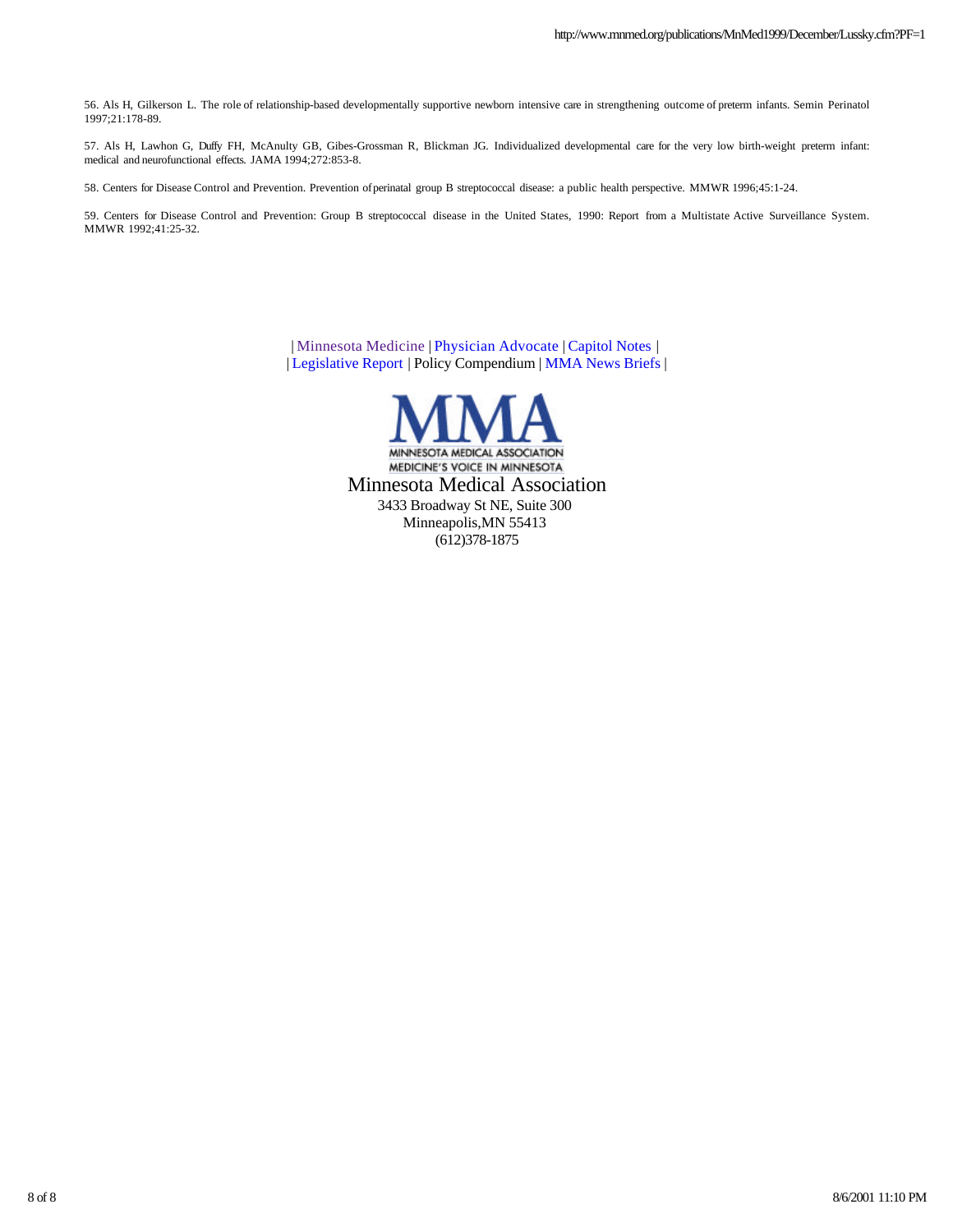56. Als H, Gilkerson L. The role of relationship-based developmentally supportive newborn intensive care in strengthening outcome of preterm infants. Semin Perinatol 1997;21:178-89.

57. Als H, Lawhon G, Duffy FH, McAnulty GB, Gibes-Grossman R, Blickman JG. Individualized developmental care for the very low birth-weight preterm infant: medical and neurofunctional effects. JAMA 1994;272:853-8.

58. Centers for Disease Control and Prevention. Prevention of perinatal group B streptococcal disease: a public health perspective. MMWR 1996;45:1-24.

59. Centers for Disease Control and Prevention: Group B streptococcal disease in the United States, 1990: Report from a Multistate Active Surveillance System. MMWR 1992;41:25-32.

| Minnesota Medicine | Physician Advocate | Capitol Notes |
| Legislative Report | Policy Compendium | MMA News Briefs |

MMA
MINNESOTA MEDICAL ASSOCIATION
MEDICINE'S VOICE IN MINNESOTA

Minnesota Medical Association
3433 Broadway St NE, Suite 300
Minneapolis,MN 55413
(612)378-1875